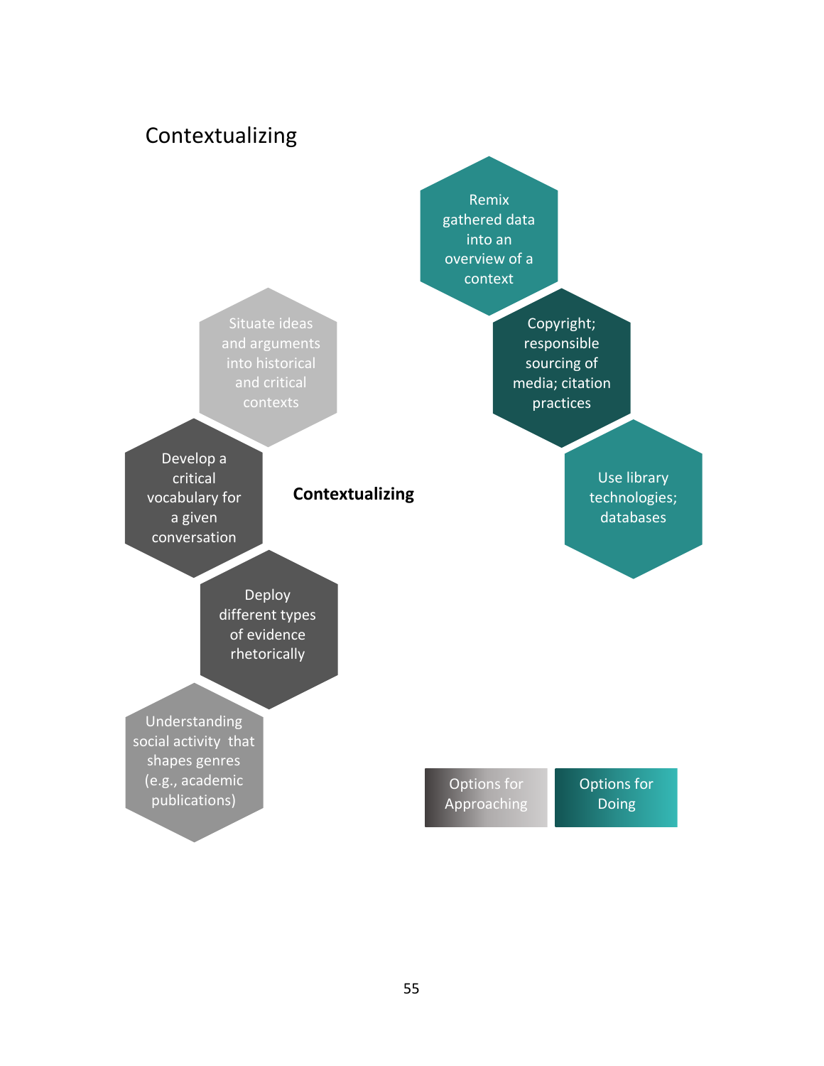# Contextualizing

**Contextualizing**

- Situate ideas and arguments into historical and critical contexts
- Develop a critical vocabulary for a given conversation
- Deploy different types of evidence rhetorically
- Understanding social activity that shapes genres (e.g., academic publications)

- Remix gathered data into an overview of a context
- Copyright; responsible sourcing of media; citation practices
- Use library technologies; databases

Options for Approaching | Options for Doing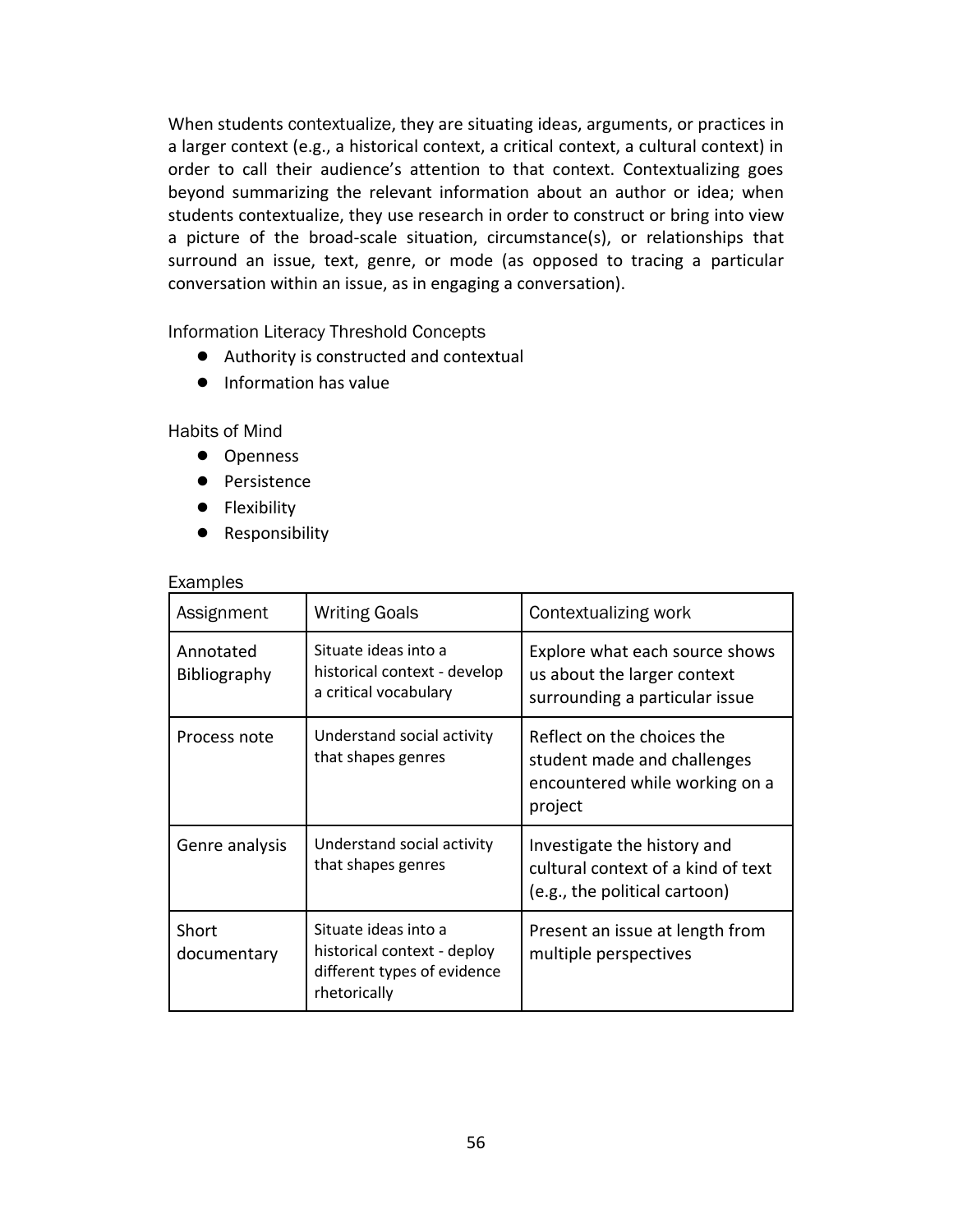When students contextualize, they are situating ideas, arguments, or practices in a larger context (e.g., a historical context, a critical context, a cultural context) in order to call their audience's attention to that context. Contextualizing goes beyond summarizing the relevant information about an author or idea; when students contextualize, they use research in order to construct or bring into view a picture of the broad-scale situation, circumstance(s), or relationships that surround an issue, text, genre, or mode (as opposed to tracing a particular conversation within an issue, as in engaging a conversation).

Information Literacy Threshold Concepts

- Authority is constructed and contextual
- Information has value

Habits of Mind

- Openness
- Persistence
- Flexibility
- Responsibility

Examples

| Assignment | Writing Goals | Contextualizing work |
|---|---|---|
| Annotated Bibliography | Situate ideas into a historical context - develop a critical vocabulary | Explore what each source shows us about the larger context surrounding a particular issue |
| Process note | Understand social activity that shapes genres | Reflect on the choices the student made and challenges encountered while working on a project |
| Genre analysis | Understand social activity that shapes genres | Investigate the history and cultural context of a kind of text (e.g., the political cartoon) |
| Short documentary | Situate ideas into a historical context - deploy different types of evidence rhetorically | Present an issue at length from multiple perspectives |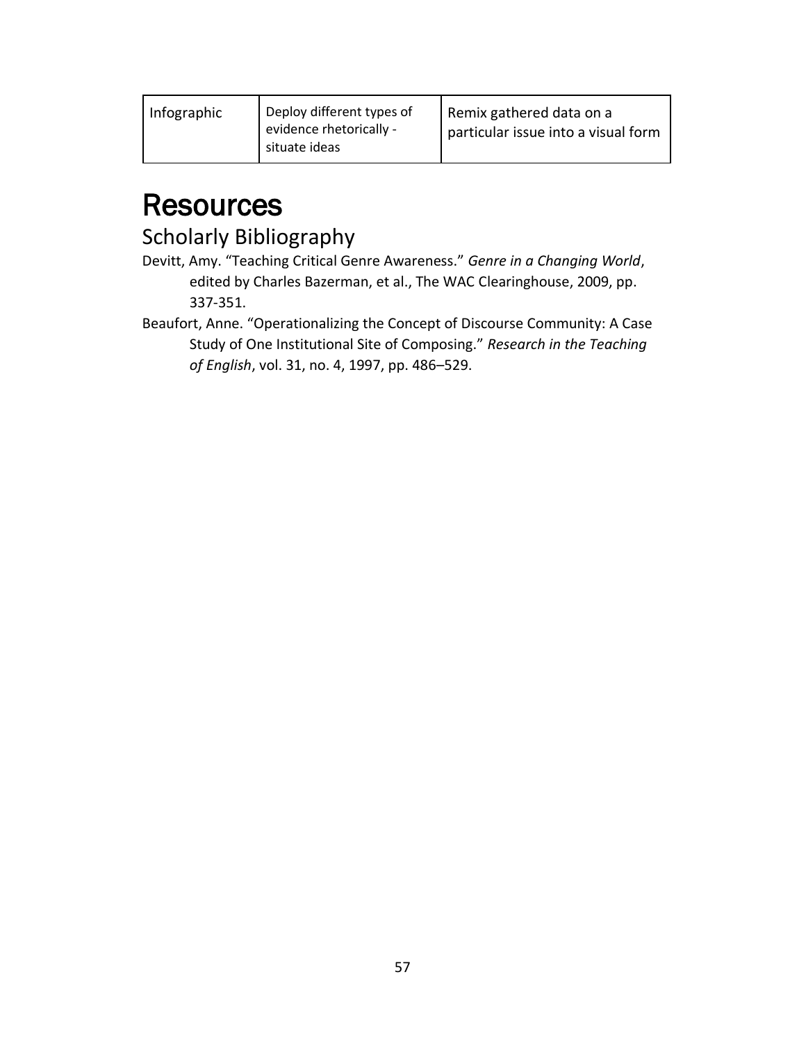| | | |
|---|---|---|
| Infographic | Deploy different types of evidence rhetorically - situate ideas | Remix gathered data on a particular issue into a visual form |

# Resources

## Scholarly Bibliography

Devitt, Amy. “Teaching Critical Genre Awareness.” *Genre in a Changing World*, edited by Charles Bazerman, et al., The WAC Clearinghouse, 2009, pp. 337-351.

Beaufort, Anne. “Operationalizing the Concept of Discourse Community: A Case Study of One Institutional Site of Composing.” *Research in the Teaching of English*, vol. 31, no. 4, 1997, pp. 486–529.